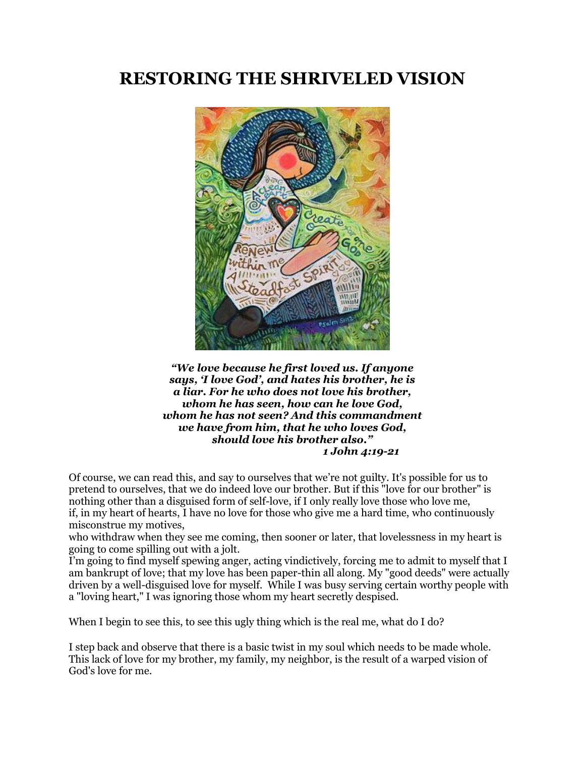# RESTORING THE SHRIVELED VISION

***"We love because he first loved us. If anyone says, 'I love God', and hates his brother, he is a liar. For he who does not love his brother, whom he has seen, how can he love God, whom he has not seen? And this commandment we have from him, that he who loves God, should love his brother also."***
***1 John 4:19-21***

Of course, we can read this, and say to ourselves that we're not guilty. It's possible for us to pretend to ourselves, that we do indeed love our brother. But if this "love for our brother" is nothing other than a disguised form of self-love, if I only really love those who love me, if, in my heart of hearts, I have no love for those who give me a hard time, who continuously misconstrue my motives, who withdraw when they see me coming, then sooner or later, that lovelessness in my heart is going to come spilling out with a jolt.

I'm going to find myself spewing anger, acting vindictively, forcing me to admit to myself that I am bankrupt of love; that my love has been paper-thin all along. My "good deeds" were actually driven by a well-disguised love for myself. While I was busy serving certain worthy people with a "loving heart," I was ignoring those whom my heart secretly despised.

When I begin to see this, to see this ugly thing which is the real me, what do I do?

I step back and observe that there is a basic twist in my soul which needs to be made whole. This lack of love for my brother, my family, my neighbor, is the result of a warped vision of God's love for me.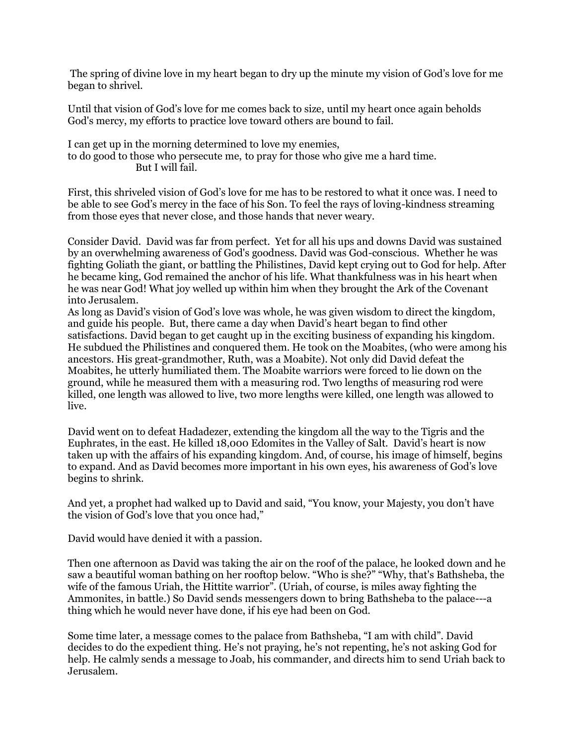The spring of divine love in my heart began to dry up the minute my vision of God's love for me began to shrivel.

Until that vision of God's love for me comes back to size, until my heart once again beholds God's mercy, my efforts to practice love toward others are bound to fail.

I can get up in the morning determined to love my enemies,
to do good to those who persecute me, to pray for those who give me a hard time.
But I will fail.

First, this shriveled vision of God's love for me has to be restored to what it once was. I need to be able to see God's mercy in the face of his Son. To feel the rays of loving-kindness streaming from those eyes that never close, and those hands that never weary.

Consider David. David was far from perfect. Yet for all his ups and downs David was sustained by an overwhelming awareness of God's goodness. David was God-conscious. Whether he was fighting Goliath the giant, or battling the Philistines, David kept crying out to God for help. After he became king, God remained the anchor of his life. What thankfulness was in his heart when he was near God! What joy welled up within him when they brought the Ark of the Covenant into Jerusalem.
As long as David's vision of God's love was whole, he was given wisdom to direct the kingdom, and guide his people. But, there came a day when David's heart began to find other satisfactions. David began to get caught up in the exciting business of expanding his kingdom. He subdued the Philistines and conquered them. He took on the Moabites, (who were among his ancestors. His great-grandmother, Ruth, was a Moabite). Not only did David defeat the Moabites, he utterly humiliated them. The Moabite warriors were forced to lie down on the ground, while he measured them with a measuring rod. Two lengths of measuring rod were killed, one length was allowed to live, two more lengths were killed, one length was allowed to live.

David went on to defeat Hadadezer, extending the kingdom all the way to the Tigris and the Euphrates, in the east. He killed 18,000 Edomites in the Valley of Salt. David's heart is now taken up with the affairs of his expanding kingdom. And, of course, his image of himself, begins to expand. And as David becomes more important in his own eyes, his awareness of God's love begins to shrink.

And yet, a prophet had walked up to David and said, "You know, your Majesty, you don't have the vision of God's love that you once had,"

David would have denied it with a passion.

Then one afternoon as David was taking the air on the roof of the palace, he looked down and he saw a beautiful woman bathing on her rooftop below. "Who is she?" "Why, that's Bathsheba, the wife of the famous Uriah, the Hittite warrior". (Uriah, of course, is miles away fighting the Ammonites, in battle.) So David sends messengers down to bring Bathsheba to the palace---a thing which he would never have done, if his eye had been on God.

Some time later, a message comes to the palace from Bathsheba, "I am with child". David decides to do the expedient thing. He's not praying, he's not repenting, he's not asking God for help. He calmly sends a message to Joab, his commander, and directs him to send Uriah back to Jerusalem.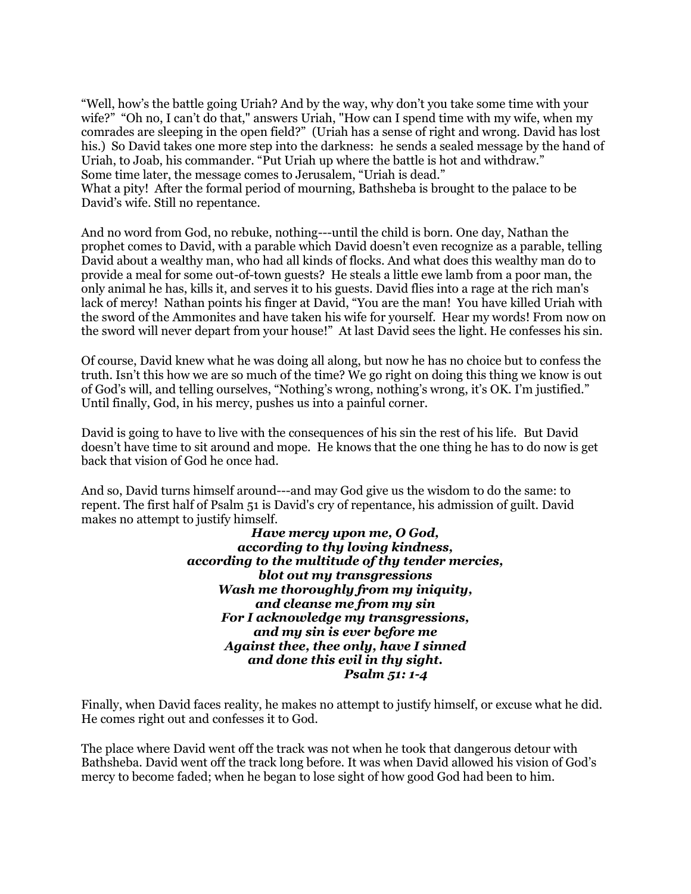"Well, how's the battle going Uriah? And by the way, why don't you take some time with your wife?" "Oh no, I can't do that," answers Uriah, "How can I spend time with my wife, when my comrades are sleeping in the open field?" (Uriah has a sense of right and wrong. David has lost his.) So David takes one more step into the darkness: he sends a sealed message by the hand of Uriah, to Joab, his commander. "Put Uriah up where the battle is hot and withdraw."
Some time later, the message comes to Jerusalem, "Uriah is dead."
What a pity! After the formal period of mourning, Bathsheba is brought to the palace to be David's wife. Still no repentance.

And no word from God, no rebuke, nothing---until the child is born. One day, Nathan the prophet comes to David, with a parable which David doesn't even recognize as a parable, telling David about a wealthy man, who had all kinds of flocks. And what does this wealthy man do to provide a meal for some out-of-town guests? He steals a little ewe lamb from a poor man, the only animal he has, kills it, and serves it to his guests. David flies into a rage at the rich man's lack of mercy! Nathan points his finger at David, "You are the man! You have killed Uriah with the sword of the Ammonites and have taken his wife for yourself. Hear my words! From now on the sword will never depart from your house!" At last David sees the light. He confesses his sin.

Of course, David knew what he was doing all along, but now he has no choice but to confess the truth. Isn't this how we are so much of the time? We go right on doing this thing we know is out of God's will, and telling ourselves, "Nothing's wrong, nothing's wrong, it's OK. I'm justified." Until finally, God, in his mercy, pushes us into a painful corner.

David is going to have to live with the consequences of his sin the rest of his life. But David doesn't have time to sit around and mope. He knows that the one thing he has to do now is get back that vision of God he once had.

And so, David turns himself around---and may God give us the wisdom to do the same: to repent. The first half of Psalm 51 is David's cry of repentance, his admission of guilt. David makes no attempt to justify himself.

> ***Have mercy upon me, O God,***
> ***according to thy loving kindness,***
> ***according to the multitude of thy tender mercies,***
> ***blot out my transgressions***
> ***Wash me thoroughly from my iniquity,***
> ***and cleanse me from my sin***
> ***For I acknowledge my transgressions,***
> ***and my sin is ever before me***
> ***Against thee, thee only, have I sinned***
> ***and done this evil in thy sight.***
> ***Psalm 51: 1-4***

Finally, when David faces reality, he makes no attempt to justify himself, or excuse what he did. He comes right out and confesses it to God.

The place where David went off the track was not when he took that dangerous detour with Bathsheba. David went off the track long before. It was when David allowed his vision of God's mercy to become faded; when he began to lose sight of how good God had been to him.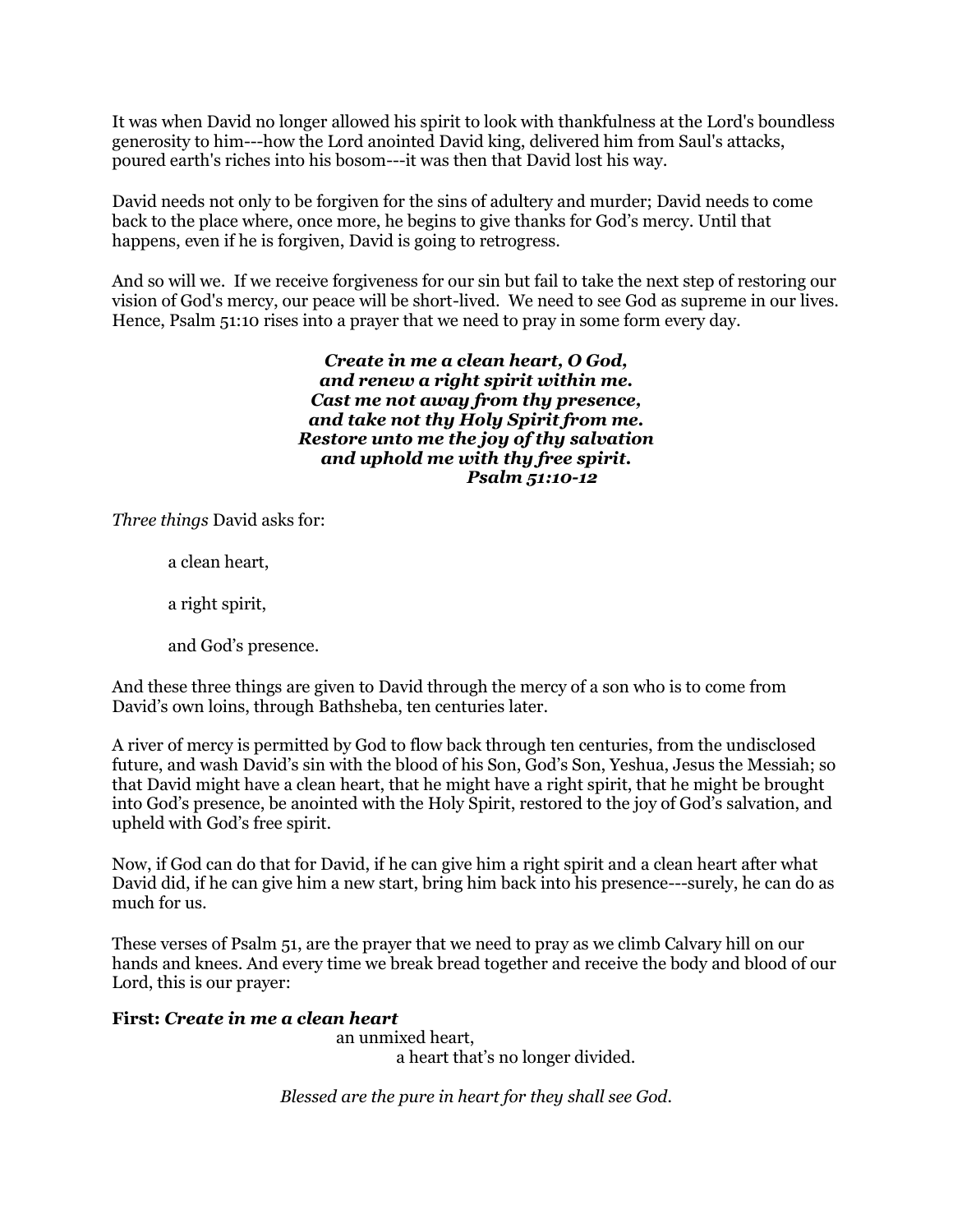It was when David no longer allowed his spirit to look with thankfulness at the Lord's boundless generosity to him---how the Lord anointed David king, delivered him from Saul's attacks, poured earth's riches into his bosom---it was then that David lost his way.

David needs not only to be forgiven for the sins of adultery and murder; David needs to come back to the place where, once more, he begins to give thanks for God's mercy. Until that happens, even if he is forgiven, David is going to retrogress.

And so will we. If we receive forgiveness for our sin but fail to take the next step of restoring our vision of God's mercy, our peace will be short-lived. We need to see God as supreme in our lives. Hence, Psalm 51:10 rises into a prayer that we need to pray in some form every day.

***Create in me a clean heart, O God,***
***and renew a right spirit within me.***
***Cast me not away from thy presence,***
***and take not thy Holy Spirit from me.***
***Restore unto me the joy of thy salvation***
***and uphold me with thy free spirit.***
***Psalm 51:10-12***

*Three things* David asks for:

a clean heart,

a right spirit,

and God's presence.

And these three things are given to David through the mercy of a son who is to come from David's own loins, through Bathsheba, ten centuries later.

A river of mercy is permitted by God to flow back through ten centuries, from the undisclosed future, and wash David's sin with the blood of his Son, God's Son, Yeshua, Jesus the Messiah; so that David might have a clean heart, that he might have a right spirit, that he might be brought into God's presence, be anointed with the Holy Spirit, restored to the joy of God's salvation, and upheld with God's free spirit.

Now, if God can do that for David, if he can give him a right spirit and a clean heart after what David did, if he can give him a new start, bring him back into his presence---surely, he can do as much for us.

These verses of Psalm 51, are the prayer that we need to pray as we climb Calvary hill on our hands and knees. And every time we break bread together and receive the body and blood of our Lord, this is our prayer:

**First: *Create in me a clean heart***

an unmixed heart,
a heart that's no longer divided.

*Blessed are the pure in heart for they shall see God.*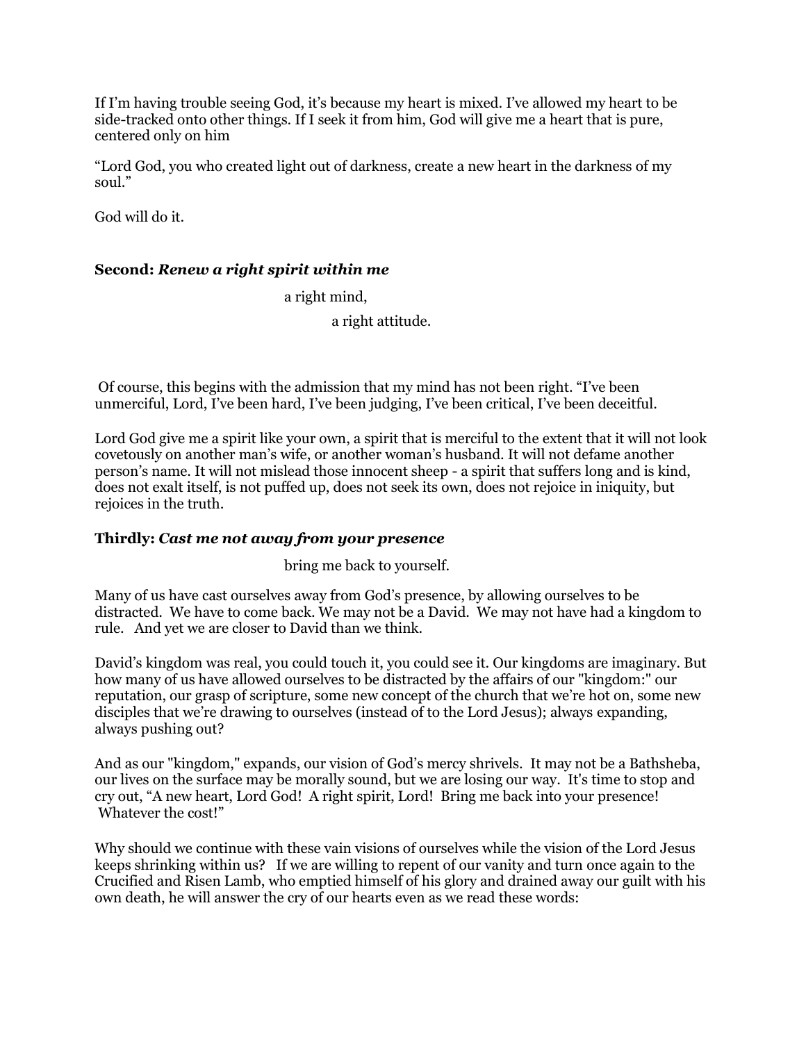If I'm having trouble seeing God, it's because my heart is mixed. I've allowed my heart to be side-tracked onto other things. If I seek it from him, God will give me a heart that is pure, centered only on him

"Lord God, you who created light out of darkness, create a new heart in the darkness of my soul."

God will do it.

**Second:** ***Renew a right spirit within me***

a right mind,

a right attitude.

Of course, this begins with the admission that my mind has not been right. "I've been unmerciful, Lord, I've been hard, I've been judging, I've been critical, I've been deceitful.

Lord God give me a spirit like your own, a spirit that is merciful to the extent that it will not look covetously on another man's wife, or another woman's husband. It will not defame another person's name. It will not mislead those innocent sheep - a spirit that suffers long and is kind, does not exalt itself, is not puffed up, does not seek its own, does not rejoice in iniquity, but rejoices in the truth.

**Thirdly:** ***Cast me not away from your presence***

bring me back to yourself.

Many of us have cast ourselves away from God's presence, by allowing ourselves to be distracted. We have to come back. We may not be a David. We may not have had a kingdom to rule. And yet we are closer to David than we think.

David's kingdom was real, you could touch it, you could see it. Our kingdoms are imaginary. But how many of us have allowed ourselves to be distracted by the affairs of our "kingdom:" our reputation, our grasp of scripture, some new concept of the church that we're hot on, some new disciples that we're drawing to ourselves (instead of to the Lord Jesus); always expanding, always pushing out?

And as our "kingdom," expands, our vision of God's mercy shrivels. It may not be a Bathsheba, our lives on the surface may be morally sound, but we are losing our way. It's time to stop and cry out, "A new heart, Lord God! A right spirit, Lord! Bring me back into your presence! Whatever the cost!"

Why should we continue with these vain visions of ourselves while the vision of the Lord Jesus keeps shrinking within us? If we are willing to repent of our vanity and turn once again to the Crucified and Risen Lamb, who emptied himself of his glory and drained away our guilt with his own death, he will answer the cry of our hearts even as we read these words: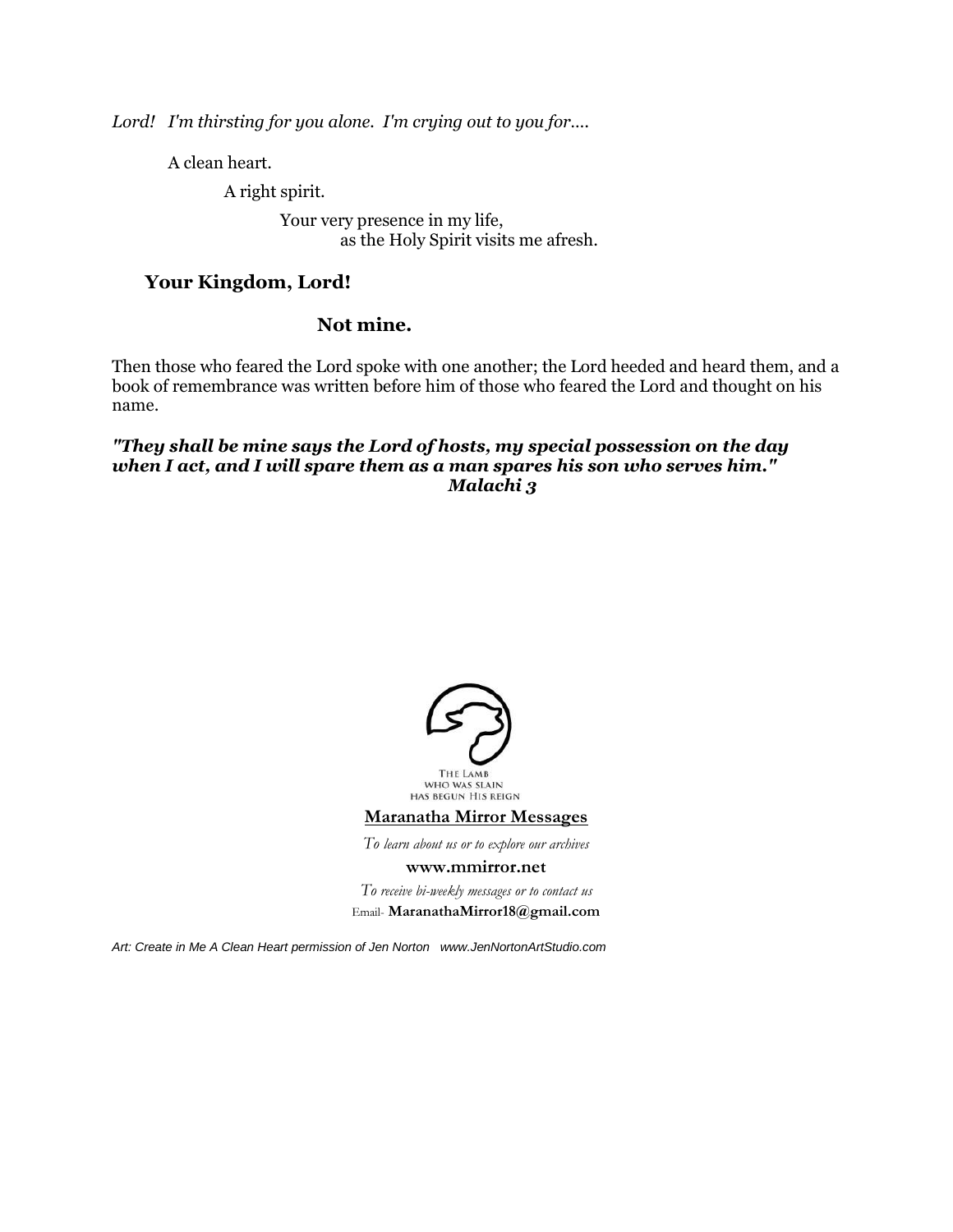*Lord! I'm thirsting for you alone. I'm crying out to you for....*

A clean heart.

A right spirit.

Your very presence in my life,
as the Holy Spirit visits me afresh.

**Your Kingdom, Lord!**

**Not mine.**

Then those who feared the Lord spoke with one another; the Lord heeded and heard them, and a book of remembrance was written before him of those who feared the Lord and thought on his name.

***"They shall be mine says the Lord of hosts, my special possession on the day when I act, and I will spare them as a man spares his son who serves him."***
***Malachi 3***

THE LAMB
WHO WAS SLAIN
HAS BEGUN HIS REIGN

**Maranatha Mirror Messages**

*To learn about us or to explore our archives*

**www.mmirror.net**

*To receive bi-weekly messages or to contact us*

Email- **MaranathaMirror18@gmail.com**

*Art: Create in Me A Clean Heart permission of Jen Norton www.JenNortonArtStudio.com*